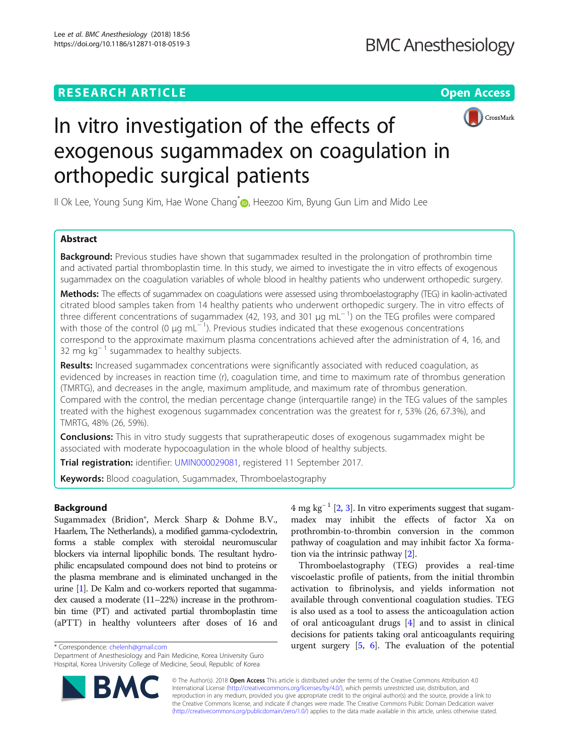RESEARCH ARTICLE

Open Access

# In vitro investigation of the effects of exogenous sugammadex on coagulation in orthopedic surgical patients

Il Ok Lee, Young Sung Kim, Hae Wone Chang*, Heezoo Kim, Byung Gun Lim and Mido Lee

## Abstract

**Background:** Previous studies have shown that sugammadex resulted in the prolongation of prothrombin time and activated partial thromboplastin time. In this study, we aimed to investigate the in vitro effects of exogenous sugammadex on the coagulation variables of whole blood in healthy patients who underwent orthopedic surgery.

**Methods:** The effects of sugammadex on coagulations were assessed using thromboelastography (TEG) in kaolin-activated citrated blood samples taken from 14 healthy patients who underwent orthopedic surgery. The in vitro effects of three different concentrations of sugammadex (42, 193, and 301 μg mL$^{-1}$) on the TEG profiles were compared with those of the control (0 μg mL$^{-1}$). Previous studies indicated that these exogenous concentrations correspond to the approximate maximum plasma concentrations achieved after the administration of 4, 16, and 32 mg kg$^{-1}$ sugammadex to healthy subjects.

**Results:** Increased sugammadex concentrations were significantly associated with reduced coagulation, as evidenced by increases in reaction time (r), coagulation time, and time to maximum rate of thrombus generation (TMRTG), and decreases in the angle, maximum amplitude, and maximum rate of thrombus generation. Compared with the control, the median percentage change (interquartile range) in the TEG values of the samples treated with the highest exogenous sugammadex concentration was the greatest for r, 53% (26, 67.3%), and TMRTG, 48% (26, 59%).

**Conclusions:** This in vitro study suggests that supratherapeutic doses of exogenous sugammadex might be associated with moderate hypocoagulation in the whole blood of healthy subjects.

**Trial registration:** identifier: UMIN000029081, registered 11 September 2017.

**Keywords:** Blood coagulation, Sugammadex, Thromboelastography

## Background

Sugammadex (Bridion®, Merck Sharp & Dohme B.V., Haarlem, The Netherlands), a modified gamma-cyclodextrin, forms a stable complex with steroidal neuromuscular blockers via internal lipophilic bonds. The resultant hydrophilic encapsulated compound does not bind to proteins or the plasma membrane and is eliminated unchanged in the urine [1]. De Kalm and co-workers reported that sugammadex caused a moderate (11–22%) increase in the prothrombin time (PT) and activated partial thromboplastin time (aPTT) in healthy volunteers after doses of 16 and 4 mg kg$^{-1}$ [2, 3]. In vitro experiments suggest that sugammadex may inhibit the effects of factor Xa on prothrombin-to-thrombin conversion in the common pathway of coagulation and may inhibit factor Xa formation via the intrinsic pathway [2].

Thromboelastography (TEG) provides a real-time viscoelastic profile of patients, from the initial thrombin activation to fibrinolysis, and yields information not available through conventional coagulation studies. TEG is also used as a tool to assess the anticoagulation action of oral anticoagulant drugs [4] and to assist in clinical decisions for patients taking oral anticoagulants requiring urgent surgery [5, 6]. The evaluation of the potential

* Correspondence: chelenh@gmail.com
Department of Anesthesiology and Pain Medicine, Korea University Guro Hospital, Korea University College of Medicine, Seoul, Republic of Korea

© The Author(s). 2018 **Open Access** This article is distributed under the terms of the Creative Commons Attribution 4.0 International License (http://creativecommons.org/licenses/by/4.0/), which permits unrestricted use, distribution, and reproduction in any medium, provided you give appropriate credit to the original author(s) and the source, provide a link to the Creative Commons license, and indicate if changes were made. The Creative Commons Public Domain Dedication waiver (http://creativecommons.org/publicdomain/zero/1.0/) applies to the data made available in this article, unless otherwise stated.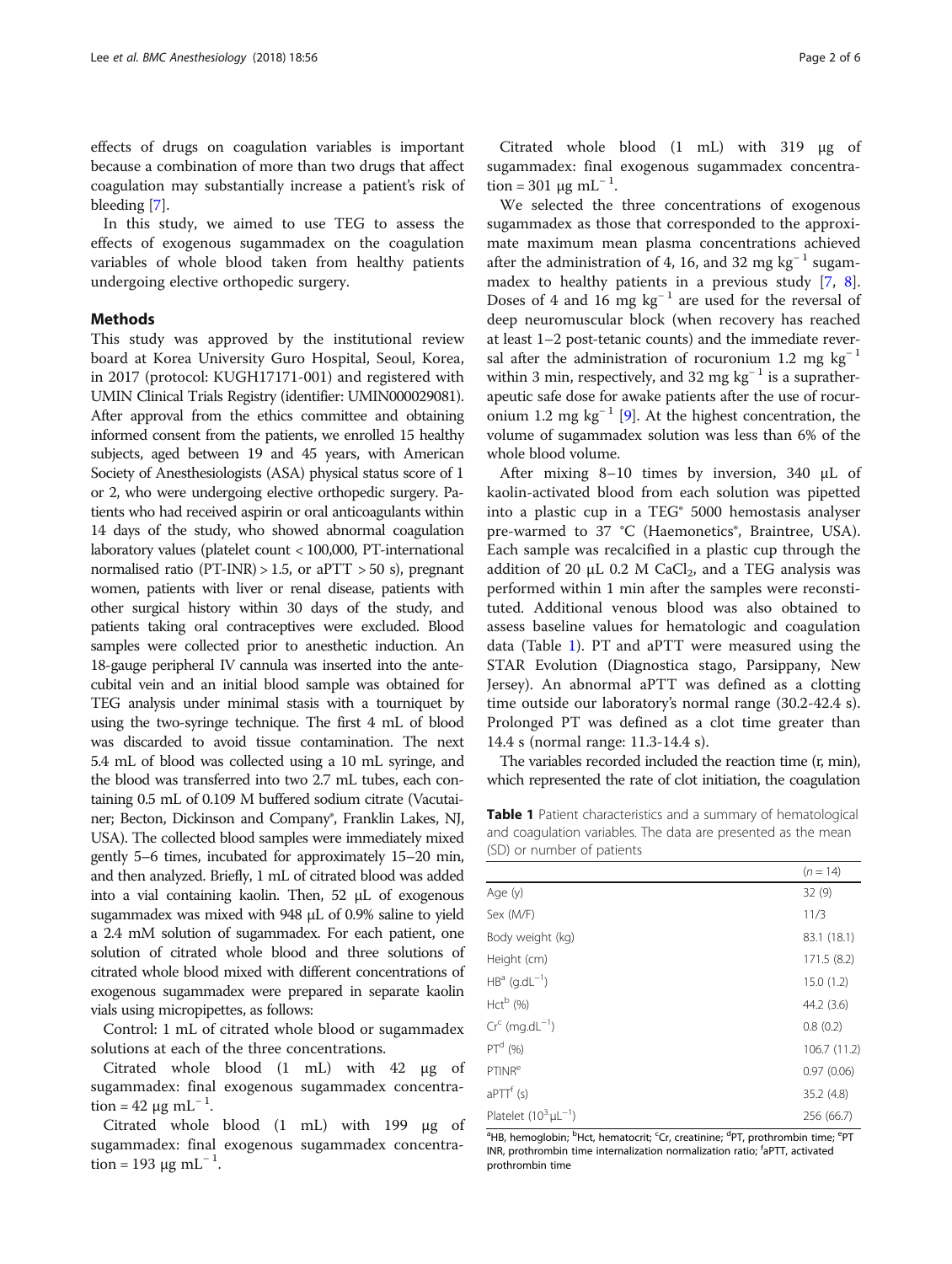effects of drugs on coagulation variables is important because a combination of more than two drugs that affect coagulation may substantially increase a patient's risk of bleeding [7].

In this study, we aimed to use TEG to assess the effects of exogenous sugammadex on the coagulation variables of whole blood taken from healthy patients undergoing elective orthopedic surgery.

## Methods

This study was approved by the institutional review board at Korea University Guro Hospital, Seoul, Korea, in 2017 (protocol: KUGH17171-001) and registered with UMIN Clinical Trials Registry (identifier: UMIN000029081). After approval from the ethics committee and obtaining informed consent from the patients, we enrolled 15 healthy subjects, aged between 19 and 45 years, with American Society of Anesthesiologists (ASA) physical status score of 1 or 2, who were undergoing elective orthopedic surgery. Patients who had received aspirin or oral anticoagulants within 14 days of the study, who showed abnormal coagulation laboratory values (platelet count < 100,000, PT-international normalised ratio (PT-INR) > 1.5, or aPTT > 50 s), pregnant women, patients with liver or renal disease, patients with other surgical history within 30 days of the study, and patients taking oral contraceptives were excluded. Blood samples were collected prior to anesthetic induction. An 18-gauge peripheral IV cannula was inserted into the antecubital vein and an initial blood sample was obtained for TEG analysis under minimal stasis with a tourniquet by using the two-syringe technique. The first 4 mL of blood was discarded to avoid tissue contamination. The next 5.4 mL of blood was collected using a 10 mL syringe, and the blood was transferred into two 2.7 mL tubes, each containing 0.5 mL of 0.109 M buffered sodium citrate (Vacutainer; Becton, Dickinson and Company®, Franklin Lakes, NJ, USA). The collected blood samples were immediately mixed gently 5–6 times, incubated for approximately 15–20 min, and then analyzed. Briefly, 1 mL of citrated blood was added into a vial containing kaolin. Then, 52 μL of exogenous sugammadex was mixed with 948 μL of 0.9% saline to yield a 2.4 mM solution of sugammadex. For each patient, one solution of citrated whole blood and three solutions of citrated whole blood mixed with different concentrations of exogenous sugammadex were prepared in separate kaolin vials using micropipettes, as follows:

Control: 1 mL of citrated whole blood or sugammadex solutions at each of the three concentrations.

Citrated whole blood (1 mL) with 42 μg of sugammadex: final exogenous sugammadex concentration = 42 μg $mL^{-1}$.

Citrated whole blood (1 mL) with 199 μg of sugammadex: final exogenous sugammadex concentration = 193 μg $mL^{-1}$.

Citrated whole blood (1 mL) with 319 μg of sugammadex: final exogenous sugammadex concentration = 301 μg $mL^{-1}$.

We selected the three concentrations of exogenous sugammadex as those that corresponded to the approximate maximum mean plasma concentrations achieved after the administration of 4, 16, and 32 mg $kg^{-1}$ sugammadex to healthy patients in a previous study [7, 8]. Doses of 4 and 16 mg $kg^{-1}$ are used for the reversal of deep neuromuscular block (when recovery has reached at least 1–2 post-tetanic counts) and the immediate reversal after the administration of rocuronium 1.2 mg $kg^{-1}$ within 3 min, respectively, and 32 mg $kg^{-1}$ is a supratherapeutic safe dose for awake patients after the use of rocuronium 1.2 mg $kg^{-1}$ [9]. At the highest concentration, the volume of sugammadex solution was less than 6% of the whole blood volume.

After mixing 8–10 times by inversion, 340 μL of kaolin-activated blood from each solution was pipetted into a plastic cup in a TEG® 5000 hemostasis analyser pre-warmed to 37 °C (Haemonetics®, Braintree, USA). Each sample was recalcified in a plastic cup through the addition of 20 μL 0.2 M $CaCl_2$, and a TEG analysis was performed within 1 min after the samples were reconstituted. Additional venous blood was also obtained to assess baseline values for hematologic and coagulation data (Table 1). PT and aPTT were measured using the STAR Evolution (Diagnostica stago, Parsippany, New Jersey). An abnormal aPTT was defined as a clotting time outside our laboratory's normal range (30.2-42.4 s). Prolonged PT was defined as a clot time greater than 14.4 s (normal range: 11.3-14.4 s).

The variables recorded included the reaction time (r, min), which represented the rate of clot initiation, the coagulation

**Table 1** Patient characteristics and a summary of hematological and coagulation variables. The data are presented as the mean (SD) or number of patients

| | (n = 14) |
|---|---|
| Age (y) | 32 (9) |
| Sex (M/F) | 11/3 |
| Body weight (kg) | 83.1 (18.1) |
| Height (cm) | 171.5 (8.2) |
| HB[a] (g.$dL^{-1}$) | 15.0 (1.2) |
| Hct[b] (%) | 44.2 (3.6) |
| Cr[c] (mg.$dL^{-1}$) | 0.8 (0.2) |
| PT[d] (%) | 106.7 (11.2) |
| PTINR[e] | 0.97 (0.06) |
| aPTT[f] (s) | 35.2 (4.8) |
| Platelet ($10^3$.$\mu L^{-1}$) | 256 (66.7) |

[a]HB, hemoglobin; [b]Hct, hematocrit; [c]Cr, creatinine; [d]PT, prothrombin time; [e]PT INR, prothrombin time internalization normalization ratio; [f]aPTT, activated prothrombin time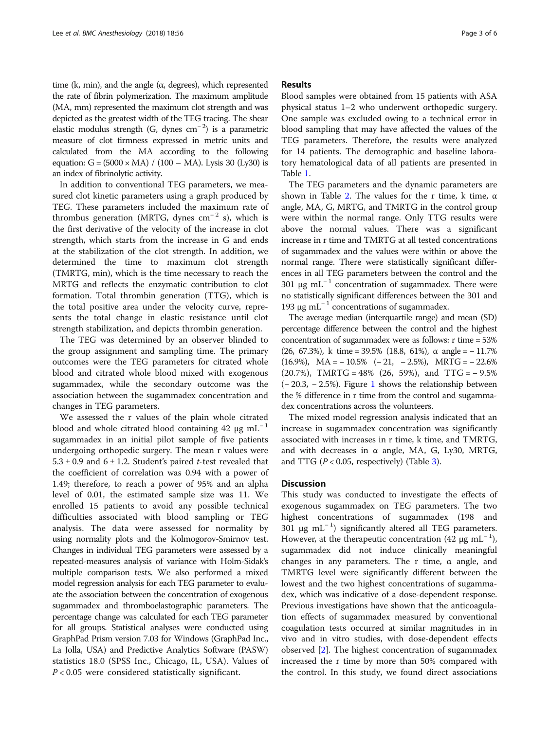time (k, min), and the angle (α, degrees), which represented the rate of fibrin polymerization. The maximum amplitude (MA, mm) represented the maximum clot strength and was depicted as the greatest width of the TEG tracing. The shear elastic modulus strength (G, dynes $cm^{-2}$) is a parametric measure of clot firmness expressed in metric units and calculated from the MA according to the following equation: $G = (5000 \times MA) / (100 - MA)$. Lysis 30 (Ly30) is an index of fibrinolytic activity.

In addition to conventional TEG parameters, we measured clot kinetic parameters using a graph produced by TEG. These parameters included the maximum rate of thrombus generation (MRTG, dynes $cm^{-2}$ s), which is the first derivative of the velocity of the increase in clot strength, which starts from the increase in G and ends at the stabilization of the clot strength. In addition, we determined the time to maximum clot strength (TMRTG, min), which is the time necessary to reach the MRTG and reflects the enzymatic contribution to clot formation. Total thrombin generation (TTG), which is the total positive area under the velocity curve, represents the total change in elastic resistance until clot strength stabilization, and depicts thrombin generation.

The TEG was determined by an observer blinded to the group assignment and sampling time. The primary outcomes were the TEG parameters for citrated whole blood and citrated whole blood mixed with exogenous sugammadex, while the secondary outcome was the association between the sugammadex concentration and changes in TEG parameters.

We assessed the r values of the plain whole citrated blood and whole citrated blood containing 42 μg $mL^{-1}$ sugammadex in an initial pilot sample of five patients undergoing orthopedic surgery. The mean r values were $5.3 \pm 0.9$ and $6 \pm 1.2$. Student's paired *t*-test revealed that the coefficient of correlation was 0.94 with a power of 1.49; therefore, to reach a power of 95% and an alpha level of 0.01, the estimated sample size was 11. We enrolled 15 patients to avoid any possible technical difficulties associated with blood sampling or TEG analysis. The data were assessed for normality by using normality plots and the Kolmogorov-Smirnov test. Changes in individual TEG parameters were assessed by a repeated-measures analysis of variance with Holm-Sidak's multiple comparison tests. We also performed a mixed model regression analysis for each TEG parameter to evaluate the association between the concentration of exogenous sugammadex and thromboelastographic parameters. The percentage change was calculated for each TEG parameter for all groups. Statistical analyses were conducted using GraphPad Prism version 7.03 for Windows (GraphPad Inc., La Jolla, USA) and Predictive Analytics Software (PASW) statistics 18.0 (SPSS Inc., Chicago, IL, USA). Values of $P < 0.05$ were considered statistically significant.

## Results

Blood samples were obtained from 15 patients with ASA physical status 1–2 who underwent orthopedic surgery. One sample was excluded owing to a technical error in blood sampling that may have affected the values of the TEG parameters. Therefore, the results were analyzed for 14 patients. The demographic and baseline laboratory hematological data of all patients are presented in Table 1.

The TEG parameters and the dynamic parameters are shown in Table 2. The values for the r time, k time, α angle, MA, G, MRTG, and TMRTG in the control group were within the normal range. Only TTG results were above the normal values. There was a significant increase in r time and TMRTG at all tested concentrations of sugammadex and the values were within or above the normal range. There were statistically significant differences in all TEG parameters between the control and the 301 μg $mL^{-1}$ concentration of sugammadex. There were no statistically significant differences between the 301 and 193 μg $mL^{-1}$ concentrations of sugammadex.

The average median (interquartile range) and mean (SD) percentage difference between the control and the highest concentration of sugammadex were as follows: r time = 53% (26, 67.3%), k time = 39.5% (18.8, 61%), α angle = − 11.7% (16.9%), MA = − 10.5% (− 21, − 2.5%), MRTG = − 22.6% (20.7%), TMRTG = 48% (26, 59%), and TTG = − 9.5% (− 20.3, − 2.5%). Figure 1 shows the relationship between the % difference in r time from the control and sugammadex concentrations across the volunteers.

The mixed model regression analysis indicated that an increase in sugammadex concentration was significantly associated with increases in r time, k time, and TMRTG, and with decreases in α angle, MA, G, Ly30, MRTG, and TTG ($P < 0.05$, respectively) (Table 3).

## Discussion

This study was conducted to investigate the effects of exogenous sugammadex on TEG parameters. The two highest concentrations of sugammadex (198 and 301 μg $mL^{-1}$) significantly altered all TEG parameters. However, at the therapeutic concentration (42 μg $mL^{-1}$), sugammadex did not induce clinically meaningful changes in any parameters. The r time, α angle, and TMRTG level were significantly different between the lowest and the two highest concentrations of sugammadex, which was indicative of a dose-dependent response. Previous investigations have shown that the anticoagulation effects of sugammadex measured by conventional coagulation tests occurred at similar magnitudes in in vivo and in vitro studies, with dose-dependent effects observed [2]. The highest concentration of sugammadex increased the r time by more than 50% compared with the control. In this study, we found direct associations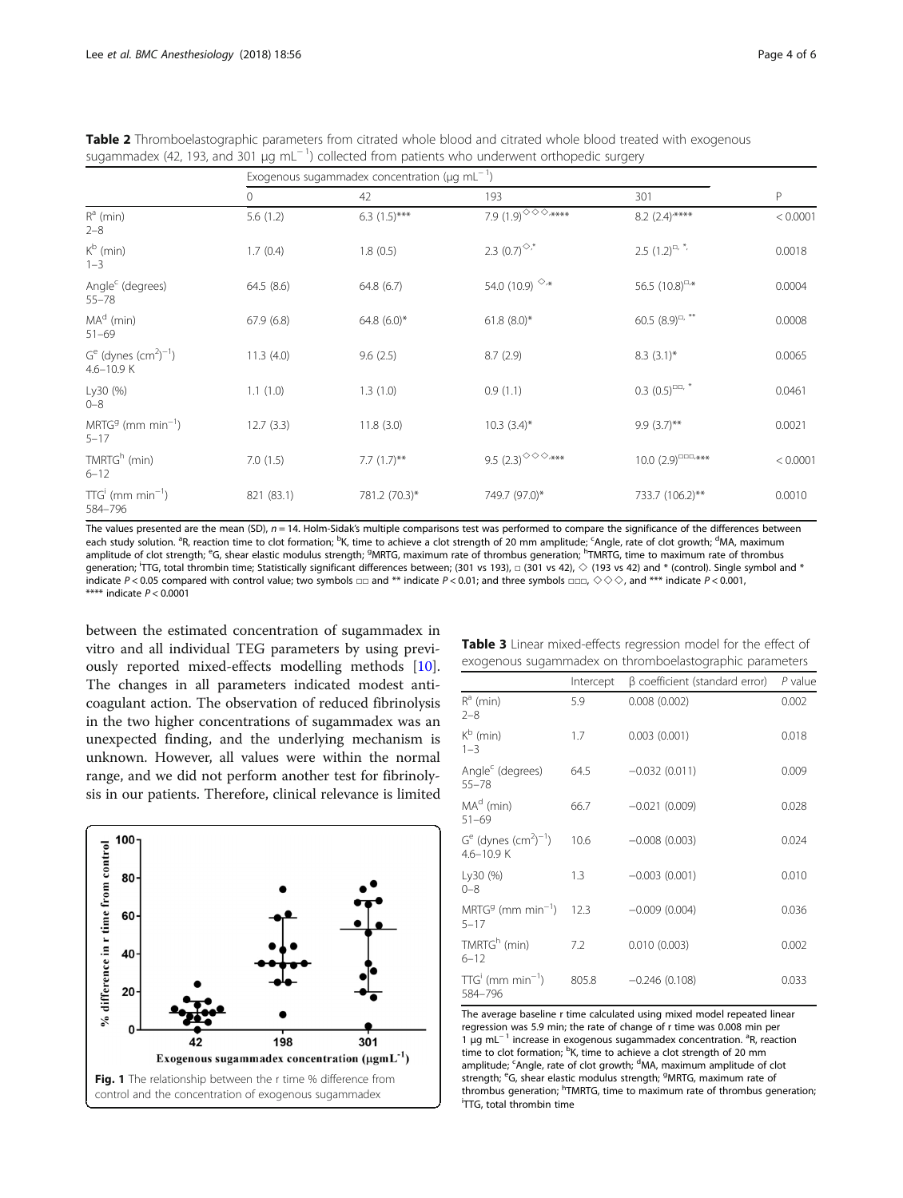**Table 2** Thromboelastographic parameters from citrated whole blood and citrated whole blood treated with exogenous sugammadex (42, 193, and 301 μg mL$^{-1}$) collected from patients who underwent orthopedic surgery

| | Exogenous sugammadex concentration (μg mL$^{-1}$) | | | | P |
|---|---|---|---|---|---|
| | 0 | 42 | 193 | 301 | |
| R[a] (min) 2–8 | 5.6 (1.2) | 6.3 (1.5)*** | 7.9 (1.9)◇◇◇,**** | 8.2 (2.4)**** | < 0.0001 |
| K[b] (min) 1–3 | 1.7 (0.4) | 1.8 (0.5) | 2.3 (0.7)◇,* | 2.5 (1.2)□, * | 0.0018 |
| Angle[c] (degrees) 55–78 | 64.5 (8.6) | 64.8 (6.7) | 54.0 (10.9) ◇,* | 56.5 (10.8)□,* | 0.0004 |
| MA[d] (min) 51–69 | 67.9 (6.8) | 64.8 (6.0)* | 61.8 (8.0)* | 60.5 (8.9)□, ** | 0.0008 |
| G[e] (dynes (cm$^2$)$^{-1}$) 4.6–10.9 K | 11.3 (4.0) | 9.6 (2.5) | 8.7 (2.9) | 8.3 (3.1)* | 0.0065 |
| Ly30 (%) 0–8 | 1.1 (1.0) | 1.3 (1.0) | 0.9 (1.1) | 0.3 (0.5)□□, * | 0.0461 |
| MRTG[g] (mm min$^{-1}$) 5–17 | 12.7 (3.3) | 11.8 (3.0) | 10.3 (3.4)* | 9.9 (3.7)** | 0.0021 |
| TMRTG[h] (min) 6–12 | 7.0 (1.5) | 7.7 (1.7)** | 9.5 (2.3)◇◇◇,*** | 10.0 (2.9)□□□,*** | < 0.0001 |
| TTG[i] (mm min$^{-1}$) 584–796 | 821 (83.1) | 781.2 (70.3)* | 749.7 (97.0)* | 733.7 (106.2)** | 0.0010 |

The values presented are the mean (SD), *n* = 14. Holm-Sidak's multiple comparisons test was performed to compare the significance of the differences between each study solution. [a]R, reaction time to clot formation; [b]K, time to achieve a clot strength of 20 mm amplitude; [c]Angle, rate of clot growth; [d]MA, maximum amplitude of clot strength; [e]G, shear elastic modulus strength; [g]MRTG, maximum rate of thrombus generation; [h]TMRTG, time to maximum rate of thrombus generation; [i]TTG, total thrombin time; Statistically significant differences between; (301 vs 193), □ (301 vs 42), ◇ (193 vs 42) and * (control). Single symbol and * indicate $P < 0.05$ compared with control value; two symbols □□ and ** indicate $P < 0.01$; and three symbols □□□, ◇◇◇, and *** indicate $P < 0.001$, **** indicate $P < 0.0001$

between the estimated concentration of sugammadex in vitro and all individual TEG parameters by using previously reported mixed-effects modelling methods [10]. The changes in all parameters indicated modest anticoagulant action. The observation of reduced fibrinolysis in the two higher concentrations of sugammadex was an unexpected finding, and the underlying mechanism is unknown. However, all values were within the normal range, and we did not perform another test for fibrinolysis in our patients. Therefore, clinical relevance is limited

Fig. 1 The relationship between the r time % difference from control and the concentration of exogenous sugammadex

**Table 3** Linear mixed-effects regression model for the effect of exogenous sugammadex on thromboelastographic parameters

| | Intercept | β coefficient (standard error) | P value |
|---|---|---|---|
| R[a] (min) 2–8 | 5.9 | 0.008 (0.002) | 0.002 |
| K[b] (min) 1–3 | 1.7 | 0.003 (0.001) | 0.018 |
| Angle[c] (degrees) 55–78 | 64.5 | −0.032 (0.011) | 0.009 |
| MA[d] (min) 51–69 | 66.7 | −0.021 (0.009) | 0.028 |
| G[e] (dynes (cm$^2$)$^{-1}$) 4.6–10.9 K | 10.6 | −0.008 (0.003) | 0.024 |
| Ly30 (%) 0–8 | 1.3 | −0.003 (0.001) | 0.010 |
| MRTG[g] (mm min$^{-1}$) 5–17 | 12.3 | −0.009 (0.004) | 0.036 |
| TMRTG[h] (min) 6–12 | 7.2 | 0.010 (0.003) | 0.002 |
| TTG[i] (mm min$^{-1}$) 584–796 | 805.8 | −0.246 (0.108) | 0.033 |

The average baseline r time calculated using mixed model repeated linear regression was 5.9 min; the rate of change of r time was 0.008 min per 1 μg mL$^{-1}$ increase in exogenous sugammadex concentration. [a]R, reaction time to clot formation; [b]K, time to achieve a clot strength of 20 mm amplitude; [c]Angle, rate of clot growth; [d]MA, maximum amplitude of clot strength; [e]G, shear elastic modulus strength; [g]MRTG, maximum rate of thrombus generation; [h]TMRTG, time to maximum rate of thrombus generation; [i]TTG, total thrombin time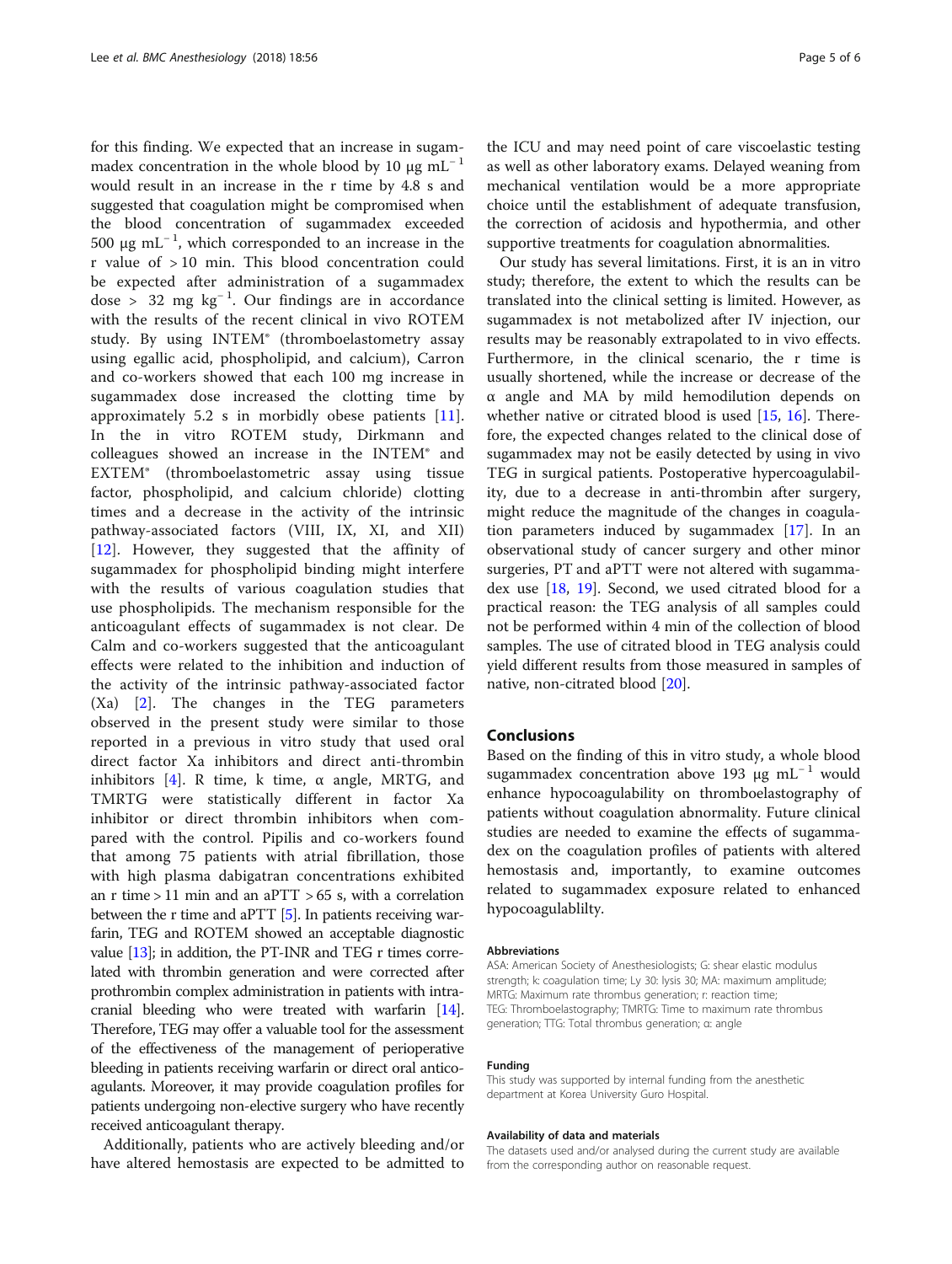for this finding. We expected that an increase in sugammadex concentration in the whole blood by 10 μg $mL^{-1}$ would result in an increase in the r time by 4.8 s and suggested that coagulation might be compromised when the blood concentration of sugammadex exceeded 500 μg $mL^{-1}$, which corresponded to an increase in the r value of > 10 min. This blood concentration could be expected after administration of a sugammadex dose > 32 mg $kg^{-1}$. Our findings are in accordance with the results of the recent clinical in vivo ROTEM study. By using INTEM® (thromboelastometry assay using egallic acid, phospholipid, and calcium), Carron and co-workers showed that each 100 mg increase in sugammadex dose increased the clotting time by approximately 5.2 s in morbidly obese patients [11]. In the in vitro ROTEM study, Dirkmann and colleagues showed an increase in the INTEM® and EXTEM® (thromboelastometric assay using tissue factor, phospholipid, and calcium chloride) clotting times and a decrease in the activity of the intrinsic pathway-associated factors (VIII, IX, XI, and XII) [12]. However, they suggested that the affinity of sugammadex for phospholipid binding might interfere with the results of various coagulation studies that use phospholipids. The mechanism responsible for the anticoagulant effects of sugammadex is not clear. De Calm and co-workers suggested that the anticoagulant effects were related to the inhibition and induction of the activity of the intrinsic pathway-associated factor (Xa) [2]. The changes in the TEG parameters observed in the present study were similar to those reported in a previous in vitro study that used oral direct factor Xa inhibitors and direct anti-thrombin inhibitors [4]. R time, k time, α angle, MRTG, and TMRTG were statistically different in factor Xa inhibitor or direct thrombin inhibitors when compared with the control. Pipilis and co-workers found that among 75 patients with atrial fibrillation, those with high plasma dabigatran concentrations exhibited an r time > 11 min and an aPTT > 65 s, with a correlation between the r time and aPTT [5]. In patients receiving warfarin, TEG and ROTEM showed an acceptable diagnostic value [13]; in addition, the PT-INR and TEG r times correlated with thrombin generation and were corrected after prothrombin complex administration in patients with intracranial bleeding who were treated with warfarin [14]. Therefore, TEG may offer a valuable tool for the assessment of the effectiveness of the management of perioperative bleeding in patients receiving warfarin or direct oral anticoagulants. Moreover, it may provide coagulation profiles for patients undergoing non-elective surgery who have recently received anticoagulant therapy.

Additionally, patients who are actively bleeding and/or have altered hemostasis are expected to be admitted to the ICU and may need point of care viscoelastic testing as well as other laboratory exams. Delayed weaning from mechanical ventilation would be a more appropriate choice until the establishment of adequate transfusion, the correction of acidosis and hypothermia, and other supportive treatments for coagulation abnormalities.

Our study has several limitations. First, it is an in vitro study; therefore, the extent to which the results can be translated into the clinical setting is limited. However, as sugammadex is not metabolized after IV injection, our results may be reasonably extrapolated to in vivo effects. Furthermore, in the clinical scenario, the r time is usually shortened, while the increase or decrease of the α angle and MA by mild hemodilution depends on whether native or citrated blood is used [15, 16]. Therefore, the expected changes related to the clinical dose of sugammadex may not be easily detected by using in vivo TEG in surgical patients. Postoperative hypercoagulability, due to a decrease in anti-thrombin after surgery, might reduce the magnitude of the changes in coagulation parameters induced by sugammadex [17]. In an observational study of cancer surgery and other minor surgeries, PT and aPTT were not altered with sugammadex use [18, 19]. Second, we used citrated blood for a practical reason: the TEG analysis of all samples could not be performed within 4 min of the collection of blood samples. The use of citrated blood in TEG analysis could yield different results from those measured in samples of native, non-citrated blood [20].

## Conclusions

Based on the finding of this in vitro study, a whole blood sugammadex concentration above 193 μg $mL^{-1}$ would enhance hypocoagulability on thromboelastography of patients without coagulation abnormality. Future clinical studies are needed to examine the effects of sugammadex on the coagulation profiles of patients with altered hemostasis and, importantly, to examine outcomes related to sugammadex exposure related to enhanced hypocoagulablilty.

#### Abbreviations

ASA: American Society of Anesthesiologists; G: shear elastic modulus strength; k: coagulation time; Ly 30: lysis 30; MA: maximum amplitude; MRTG: Maximum rate thrombus generation; r: reaction time; TEG: Thromboelastography; TMRTG: Time to maximum rate thrombus generation; TTG: Total thrombus generation; α: angle

#### Funding

This study was supported by internal funding from the anesthetic department at Korea University Guro Hospital.

#### Availability of data and materials

The datasets used and/or analysed during the current study are available from the corresponding author on reasonable request.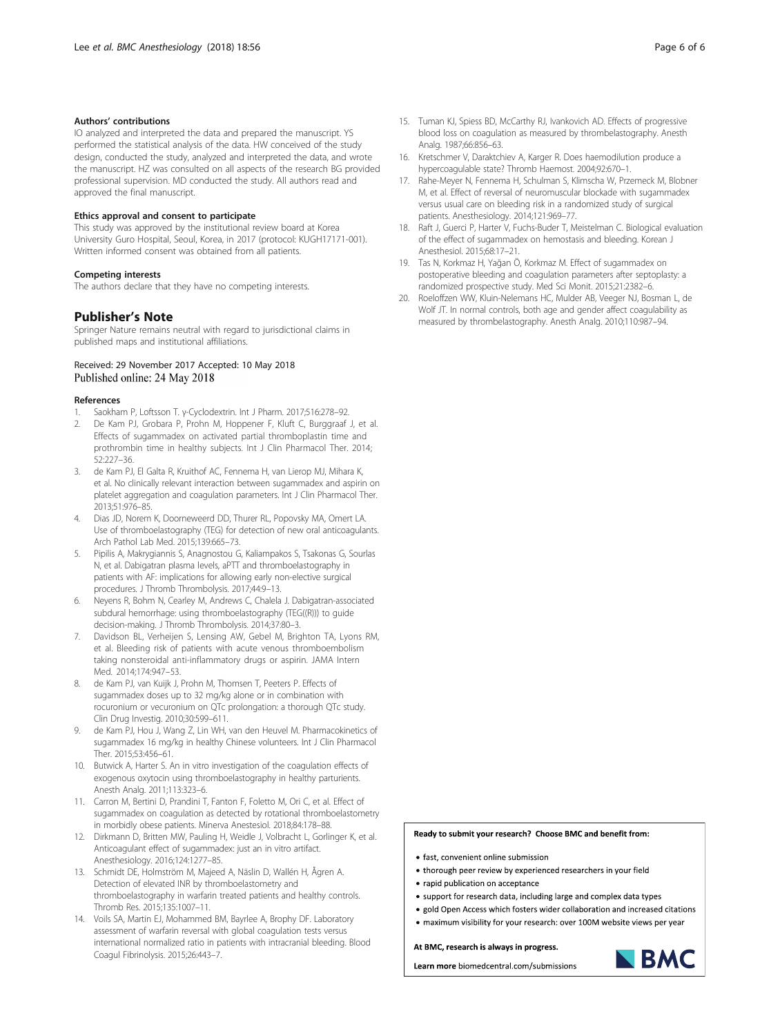#### Authors' contributions

IO analyzed and interpreted the data and prepared the manuscript. YS performed the statistical analysis of the data. HW conceived of the study design, conducted the study, analyzed and interpreted the data, and wrote the manuscript. HZ was consulted on all aspects of the research BG provided professional supervision. MD conducted the study. All authors read and approved the final manuscript.

#### Ethics approval and consent to participate

This study was approved by the institutional review board at Korea University Guro Hospital, Seoul, Korea, in 2017 (protocol: KUGH17171-001). Written informed consent was obtained from all patients.

#### Competing interests

The authors declare that they have no competing interests.

## Publisher's Note

Springer Nature remains neutral with regard to jurisdictional claims in published maps and institutional affiliations.

Received: 29 November 2017 Accepted: 10 May 2018
Published online: 24 May 2018

#### References

1. Saokham P, Loftsson T. γ-Cyclodextrin. Int J Pharm. 2017;516:278–92.
2. De Kam PJ, Grobara P, Prohn M, Hoppener F, Kluft C, Burggraaf J, et al. Effects of sugammadex on activated partial thromboplastin time and prothrombin time in healthy subjects. Int J Clin Pharmacol Ther. 2014; 52:227–36.
3. de Kam PJ, El Galta R, Kruithof AC, Fennema H, van Lierop MJ, Mihara K, et al. No clinically relevant interaction between sugammadex and aspirin on platelet aggregation and coagulation parameters. Int J Clin Pharmacol Ther. 2013;51:976–85.
4. Dias JD, Norem K, Doorneweerd DD, Thurer RL, Popovsky MA, Omert LA. Use of thromboelastography (TEG) for detection of new oral anticoagulants. Arch Pathol Lab Med. 2015;139:665–73.
5. Pipilis A, Makrygiannis S, Anagnostou G, Kaliampakos S, Tsakonas G, Sourlas N, et al. Dabigatran plasma levels, aPTT and thromboelastography in patients with AF: implications for allowing early non-elective surgical procedures. J Thromb Thrombolysis. 2017;44:9–13.
6. Neyens R, Bohm N, Cearley M, Andrews C, Chalela J. Dabigatran-associated subdural hemorrhage: using thromboelastography (TEG((R))) to guide decision-making. J Thromb Thrombolysis. 2014;37:80–3.
7. Davidson BL, Verheijen S, Lensing AW, Gebel M, Brighton TA, Lyons RM, et al. Bleeding risk of patients with acute venous thromboembolism taking nonsteroidal anti-inflammatory drugs or aspirin. JAMA Intern Med. 2014;174:947–53.
8. de Kam PJ, van Kuijk J, Prohn M, Thomsen T, Peeters P. Effects of sugammadex doses up to 32 mg/kg alone or in combination with rocuronium or vecuronium on QTc prolongation: a thorough QTc study. Clin Drug Investig. 2010;30:599–611.
9. de Kam PJ, Hou J, Wang Z, Lin WH, van den Heuvel M. Pharmacokinetics of sugammadex 16 mg/kg in healthy Chinese volunteers. Int J Clin Pharmacol Ther. 2015;53:456–61.
10. Butwick A, Harter S. An in vitro investigation of the coagulation effects of exogenous oxytocin using thromboelastography in healthy parturients. Anesth Analg. 2011;113:323–6.
11. Carron M, Bertini D, Prandini T, Fanton F, Foletto M, Ori C, et al. Effect of sugammadex on coagulation as detected by rotational thromboelastometry in morbidly obese patients. Minerva Anestesiol. 2018;84:178–88.
12. Dirkmann D, Britten MW, Pauling H, Weidle J, Volbracht L, Gorlinger K, et al. Anticoagulant effect of sugammadex: just an in vitro artifact. Anesthesiology. 2016;124:1277–85.
13. Schmidt DE, Holmström M, Majeed A, Näslin D, Wallén H, Ågren A. Detection of elevated INR by thromboelastometry and thromboelastography in warfarin treated patients and healthy controls. Thromb Res. 2015;135:1007–11.
14. Voils SA, Martin EJ, Mohammed BM, Bayrlee A, Brophy DF. Laboratory assessment of warfarin reversal with global coagulation tests versus international normalized ratio in intracranial bleeding. Blood Coagul Fibrinolysis. 2015;26:443–7.
15. Tuman KJ, Spiess BD, McCarthy RJ, Ivankovich AD. Effects of progressive blood loss on coagulation as measured by thrombelastography. Anesth Analg. 1987;66:856–63.
16. Kretschmer V, Daraktchiev A, Karger R. Does haemodilution produce a hypercoagulable state? Thromb Haemost. 2004;92:670–1.
17. Rahe-Meyer N, Fennema H, Schulman S, Klimscha W, Przemeck M, Blobner M, et al. Effect of reversal of neuromuscular blockade with sugammadex versus usual care on bleeding risk in a randomized study of surgical patients. Anesthesiology. 2014;121:969–77.
18. Raft J, Guerci P, Harter V, Fuchs-Buder T, Meistelman C. Biological evaluation of the effect of sugammadex on hemostasis and bleeding. Korean J Anesthesiol. 2015;68:17–21.
19. Tas N, Korkmaz H, Yağan Ö, Korkmaz M. Effect of sugammadex on postoperative bleeding and coagulation parameters after septoplasty: a randomized prospective study. Med Sci Monit. 2015;21:2382–6.
20. Roeloffzen WW, Kluin-Nelemans HC, Mulder AB, Veeger NJ, Bosman L, de Wolf JT. In normal controls, both age and gender affect coagulability as measured by thrombelastography. Anesth Analg. 2010;110:987–94.